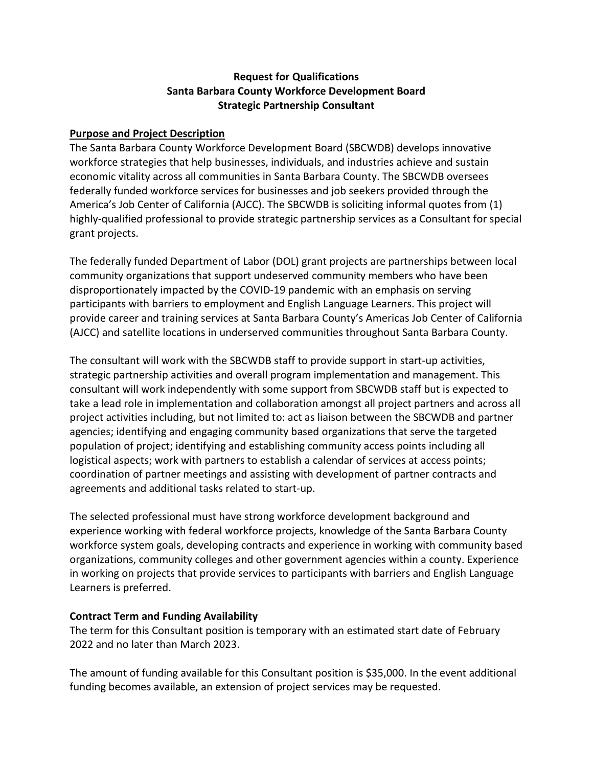**Request for Qualifications**
**Santa Barbara County Workforce Development Board**
**Strategic Partnership Consultant**

## Purpose and Project Description

The Santa Barbara County Workforce Development Board (SBCWDB) develops innovative workforce strategies that help businesses, individuals, and industries achieve and sustain economic vitality across all communities in Santa Barbara County. The SBCWDB oversees federally funded workforce services for businesses and job seekers provided through the America's Job Center of California (AJCC). The SBCWDB is soliciting informal quotes from (1) highly-qualified professional to provide strategic partnership services as a Consultant for special grant projects.

The federally funded Department of Labor (DOL) grant projects are partnerships between local community organizations that support undeserved community members who have been disproportionately impacted by the COVID-19 pandemic with an emphasis on serving participants with barriers to employment and English Language Learners. This project will provide career and training services at Santa Barbara County's Americas Job Center of California (AJCC) and satellite locations in underserved communities throughout Santa Barbara County.

The consultant will work with the SBCWDB staff to provide support in start-up activities, strategic partnership activities and overall program implementation and management. This consultant will work independently with some support from SBCWDB staff but is expected to take a lead role in implementation and collaboration amongst all project partners and across all project activities including, but not limited to: act as liaison between the SBCWDB and partner agencies; identifying and engaging community based organizations that serve the targeted population of project; identifying and establishing community access points including all logistical aspects; work with partners to establish a calendar of services at access points; coordination of partner meetings and assisting with development of partner contracts and agreements and additional tasks related to start-up.

The selected professional must have strong workforce development background and experience working with federal workforce projects, knowledge of the Santa Barbara County workforce system goals, developing contracts and experience in working with community based organizations, community colleges and other government agencies within a county. Experience in working on projects that provide services to participants with barriers and English Language Learners is preferred.

## Contract Term and Funding Availability

The term for this Consultant position is temporary with an estimated start date of February 2022 and no later than March 2023.

The amount of funding available for this Consultant position is $35,000. In the event additional funding becomes available, an extension of project services may be requested.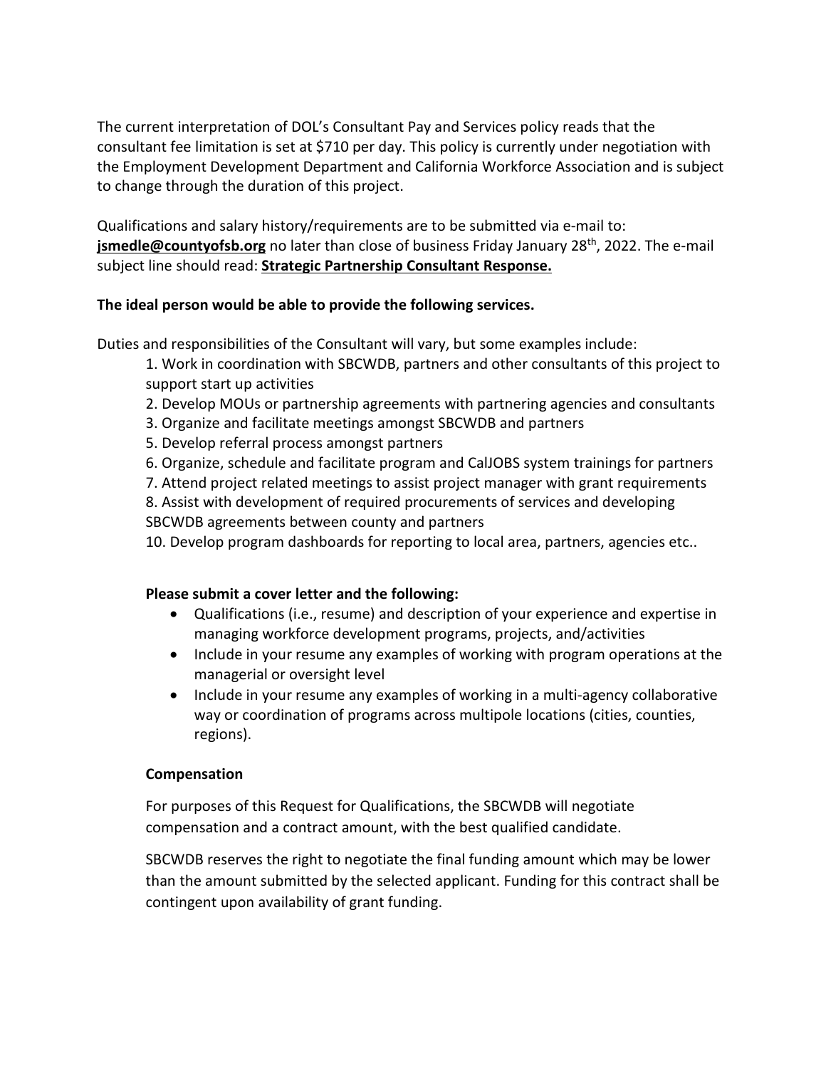The current interpretation of DOL's Consultant Pay and Services policy reads that the consultant fee limitation is set at $710 per day. This policy is currently under negotiation with the Employment Development Department and California Workforce Association and is subject to change through the duration of this project.

Qualifications and salary history/requirements are to be submitted via e-mail to: **jsmedle@countyofsb.org** no later than close of business Friday January 28th, 2022. The e-mail subject line should read: **Strategic Partnership Consultant Response.**

**The ideal person would be able to provide the following services.**

Duties and responsibilities of the Consultant will vary, but some examples include:

1. Work in coordination with SBCWDB, partners and other consultants of this project to support start up activities
2. Develop MOUs or partnership agreements with partnering agencies and consultants
3. Organize and facilitate meetings amongst SBCWDB and partners
5. Develop referral process amongst partners
6. Organize, schedule and facilitate program and CalJOBS system trainings for partners
7. Attend project related meetings to assist project manager with grant requirements
8. Assist with development of required procurements of services and developing SBCWDB agreements between county and partners
10. Develop program dashboards for reporting to local area, partners, agencies etc..

**Please submit a cover letter and the following:**

- Qualifications (i.e., resume) and description of your experience and expertise in managing workforce development programs, projects, and/activities
- Include in your resume any examples of working with program operations at the managerial or oversight level
- Include in your resume any examples of working in a multi-agency collaborative way or coordination of programs across multipole locations (cities, counties, regions).

**Compensation**

For purposes of this Request for Qualifications, the SBCWDB will negotiate compensation and a contract amount, with the best qualified candidate.

SBCWDB reserves the right to negotiate the final funding amount which may be lower than the amount submitted by the selected applicant. Funding for this contract shall be contingent upon availability of grant funding.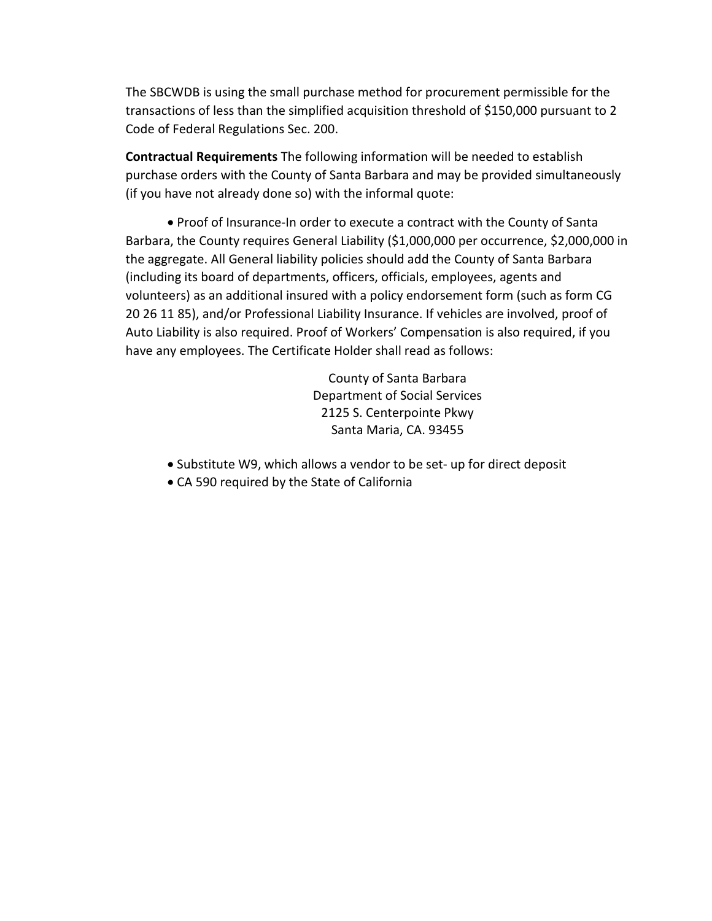The SBCWDB is using the small purchase method for procurement permissible for the transactions of less than the simplified acquisition threshold of $150,000 pursuant to 2 Code of Federal Regulations Sec. 200.

**Contractual Requirements** The following information will be needed to establish purchase orders with the County of Santa Barbara and may be provided simultaneously (if you have not already done so) with the informal quote:

- Proof of Insurance-In order to execute a contract with the County of Santa Barbara, the County requires General Liability ($1,000,000 per occurrence, $2,000,000 in the aggregate. All General liability policies should add the County of Santa Barbara (including its board of departments, officers, officials, employees, agents and volunteers) as an additional insured with a policy endorsement form (such as form CG 20 26 11 85), and/or Professional Liability Insurance. If vehicles are involved, proof of Auto Liability is also required. Proof of Workers' Compensation is also required, if you have any employees. The Certificate Holder shall read as follows:

  County of Santa Barbara
  Department of Social Services
  2125 S. Centerpointe Pkwy
  Santa Maria, CA. 93455

- Substitute W9, which allows a vendor to be set- up for direct deposit
- CA 590 required by the State of California